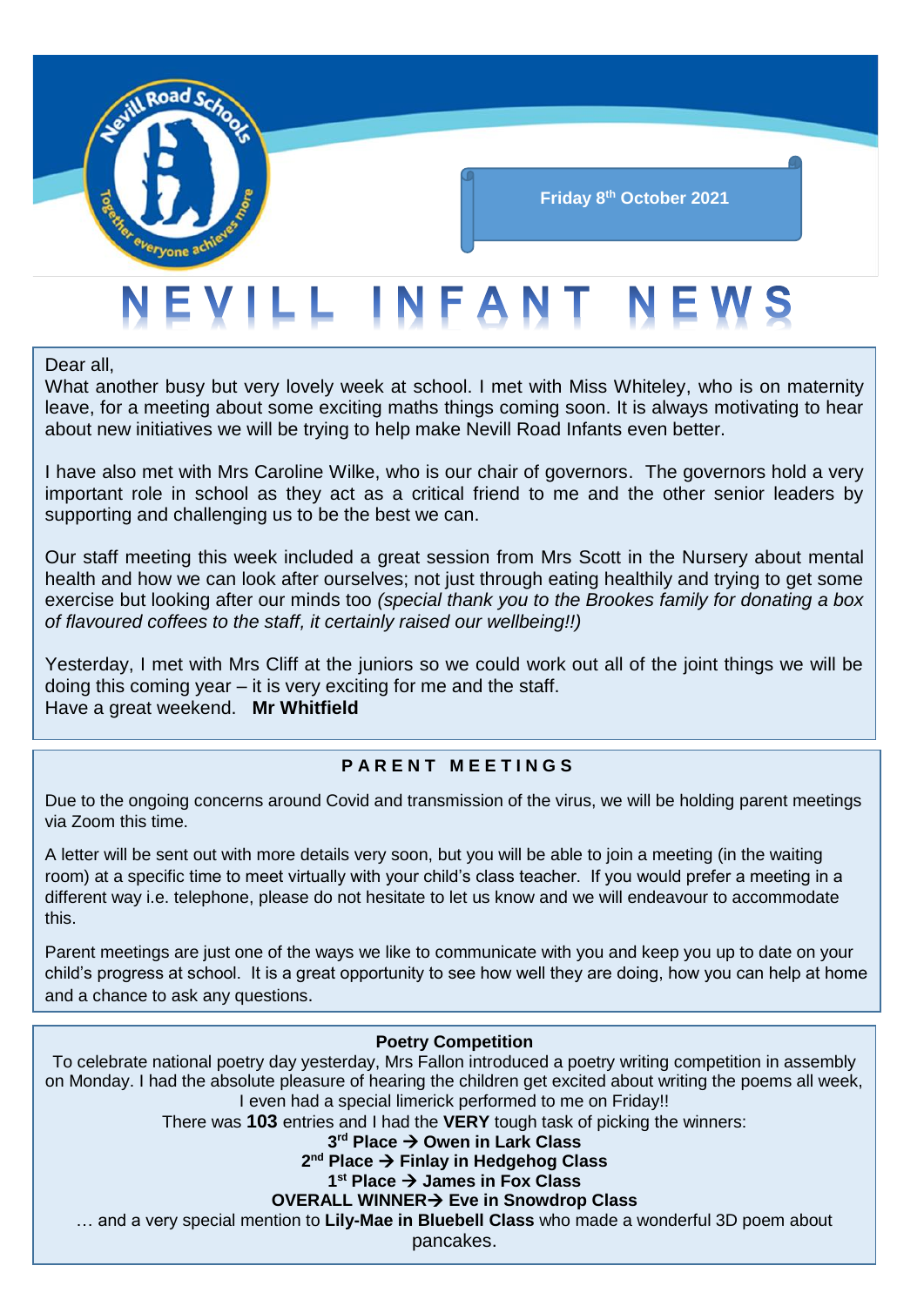Friday 8th October 2021

# NEVILL INFANT NEWS

Dear all,

What another busy but very lovely week at school. I met with Miss Whiteley, who is on maternity leave, for a meeting about some exciting maths things coming soon. It is always motivating to hear about new initiatives we will be trying to help make Nevill Road Infants even better.

I have also met with Mrs Caroline Wilke, who is our chair of governors. The governors hold a very important role in school as they act as a critical friend to me and the other senior leaders by supporting and challenging us to be the best we can.

Our staff meeting this week included a great session from Mrs Scott in the Nursery about mental health and how we can look after ourselves; not just through eating healthily and trying to get some exercise but looking after our minds too *(special thank you to the Brookes family for donating a box of flavoured coffees to the staff, it certainly raised our wellbeing!!)*

Yesterday, I met with Mrs Cliff at the juniors so we could work out all of the joint things we will be doing this coming year – it is very exciting for me and the staff.

Have a great weekend. **Mr Whitfield**

## PARENT MEETINGS

Due to the ongoing concerns around Covid and transmission of the virus, we will be holding parent meetings via Zoom this time.

A letter will be sent out with more details very soon, but you will be able to join a meeting (in the waiting room) at a specific time to meet virtually with your child's class teacher. If you would prefer a meeting in a different way i.e. telephone, please do not hesitate to let us know and we will endeavour to accommodate this.

Parent meetings are just one of the ways we like to communicate with you and keep you up to date on your child's progress at school. It is a great opportunity to see how well they are doing, how you can help at home and a chance to ask any questions.

## Poetry Competition

To celebrate national poetry day yesterday, Mrs Fallon introduced a poetry writing competition in assembly on Monday. I had the absolute pleasure of hearing the children get excited about writing the poems all week, I even had a special limerick performed to me on Friday!!

There was **103** entries and I had the **VERY** tough task of picking the winners:

**3rd Place → Owen in Lark Class**

**2nd Place → Finlay in Hedgehog Class**

**1st Place → James in Fox Class**

**OVERALL WINNER→ Eve in Snowdrop Class**

… and a very special mention to **Lily-Mae in Bluebell Class** who made a wonderful 3D poem about pancakes.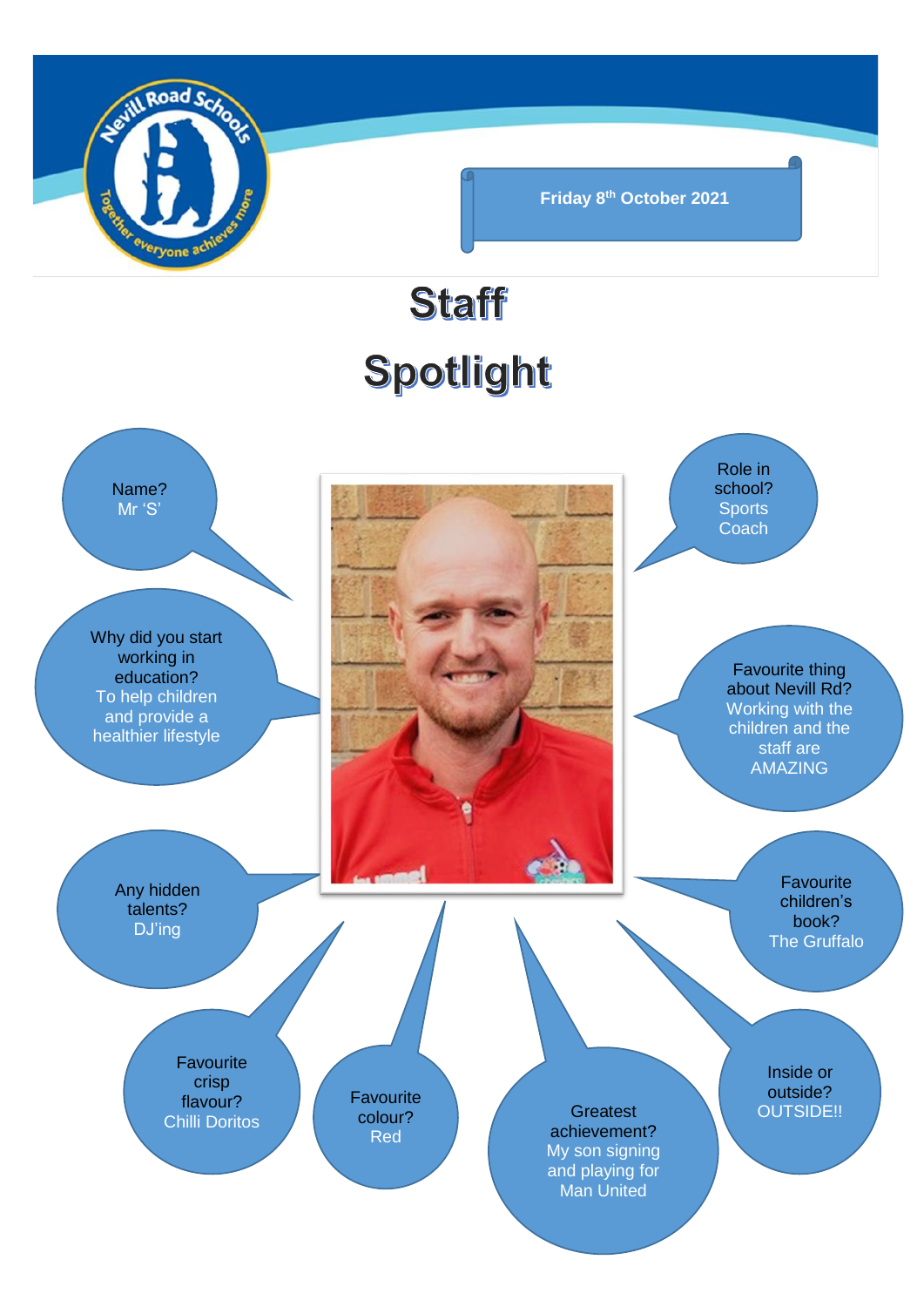Friday 8th October 2021

# Staff Spotlight

**Name?**
Mr 'S'

**Role in school?**
Sports Coach

**Why did you start working in education?**
To help children and provide a healthier lifestyle

**Favourite thing about Nevill Rd?**
Working with the children and the staff are AMAZING

**Any hidden talents?**
DJ'ing

**Favourite children's book?**
The Gruffalo

**Favourite crisp flavour?**
Chilli Doritos

**Favourite colour?**
Red

**Greatest achievement?**
My son signing and playing for Man United

**Inside or outside?**
OUTSIDE!!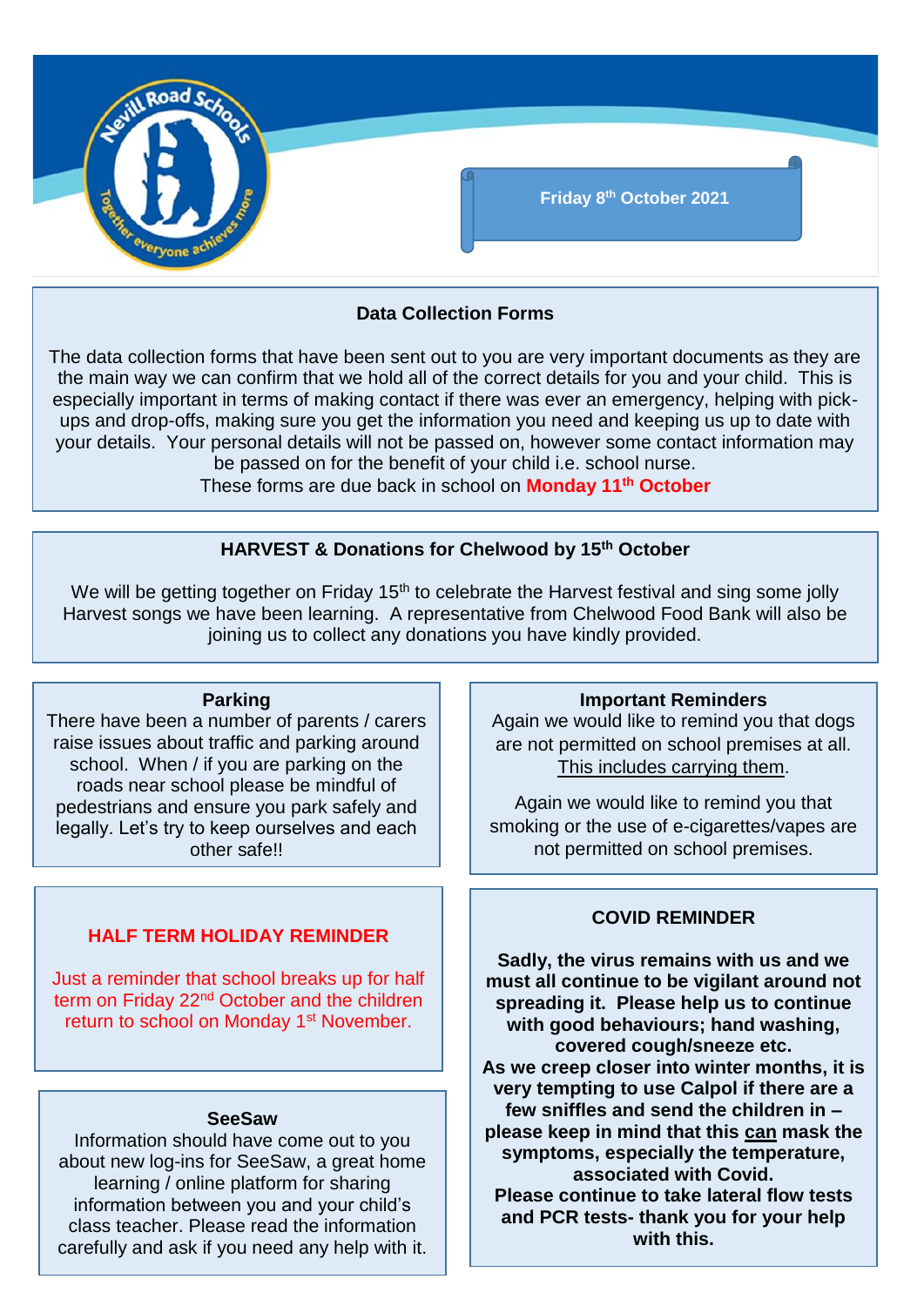Friday 8th October 2021

## Data Collection Forms

The data collection forms that have been sent out to you are very important documents as they are the main way we can confirm that we hold all of the correct details for you and your child. This is especially important in terms of making contact if there was ever an emergency, helping with pick-ups and drop-offs, making sure you get the information you need and keeping us up to date with your details. Your personal details will not be passed on, however some contact information may be passed on for the benefit of your child i.e. school nurse.

These forms are due back in school on **Monday 11th October**

## HARVEST & Donations for Chelwood by 15th October

We will be getting together on Friday 15th to celebrate the Harvest festival and sing some jolly Harvest songs we have been learning. A representative from Chelwood Food Bank will also be joining us to collect any donations you have kindly provided.

## Parking

There have been a number of parents / carers raise issues about traffic and parking around school. When / if you are parking on the roads near school please be mindful of pedestrians and ensure you park safely and legally. Let's try to keep ourselves and each other safe!!

## Important Reminders

Again we would like to remind you that dogs are not permitted on school premises at all. This includes carrying them.

Again we would like to remind you that smoking or the use of e-cigarettes/vapes are not permitted on school premises.

## HALF TERM HOLIDAY REMINDER

Just a reminder that school breaks up for half term on Friday 22nd October and the children return to school on Monday 1st November.

## SeeSaw

Information should have come out to you about new log-ins for SeeSaw, a great home learning / online platform for sharing information between you and your child's class teacher. Please read the information carefully and ask if you need any help with it.

## COVID REMINDER

**Sadly, the virus remains with us and we must all continue to be vigilant around not spreading it. Please help us to continue with good behaviours; hand washing, covered cough/sneeze etc.**

**As we creep closer into winter months, it is very tempting to use Calpol if there are a few sniffles and send the children in – please keep in mind that this can mask the symptoms, especially the temperature, associated with Covid.**

**Please continue to take lateral flow tests and PCR tests- thank you for your help with this.**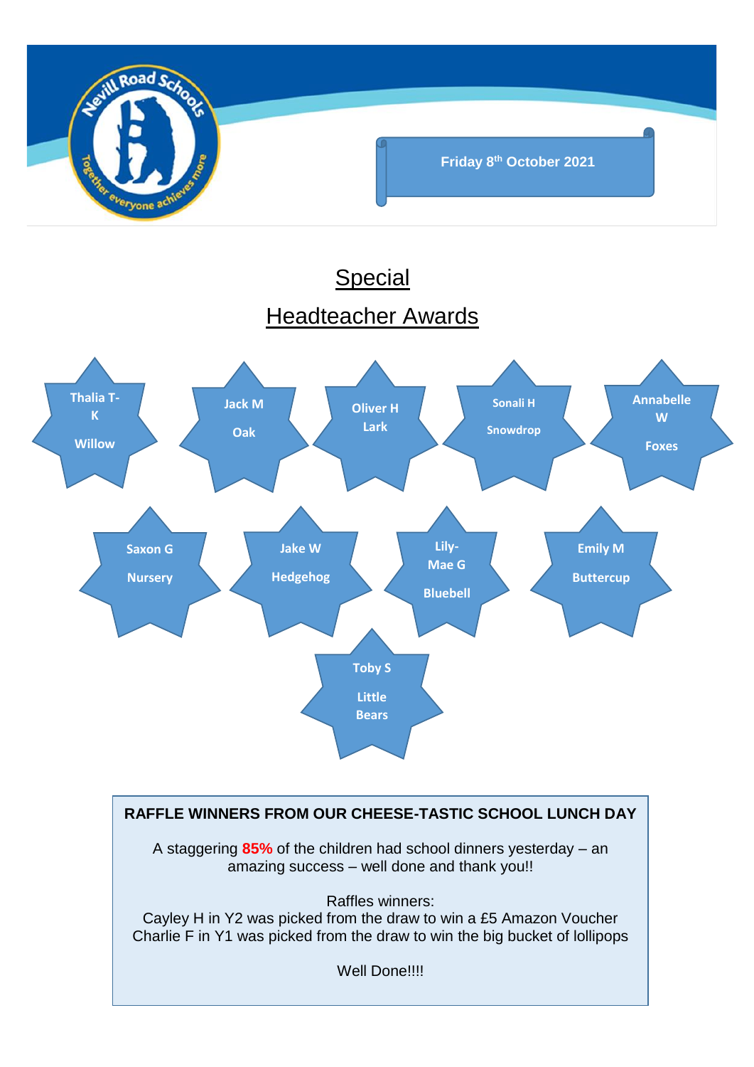Friday 8th October 2021

# Special

# Headteacher Awards

**Thalia T-K**
**Willow**

**Jack M**
**Oak**

**Oliver H**
**Lark**

**Sonali H**
**Snowdrop**

**Annabelle W**
**Foxes**

**Saxon G**
**Nursery**

**Jake W**
**Hedgehog**

**Lily-Mae G**
**Bluebell**

**Emily M**
**Buttercup**

**Toby S**
**Little Bears**

**RAFFLE WINNERS FROM OUR CHEESE-TASTIC SCHOOL LUNCH DAY**

A staggering **85%** of the children had school dinners yesterday – an amazing success – well done and thank you!!

Raffles winners:
Cayley H in Y2 was picked from the draw to win a £5 Amazon Voucher
Charlie F in Y1 was picked from the draw to win the big bucket of lollipops

Well Done!!!!